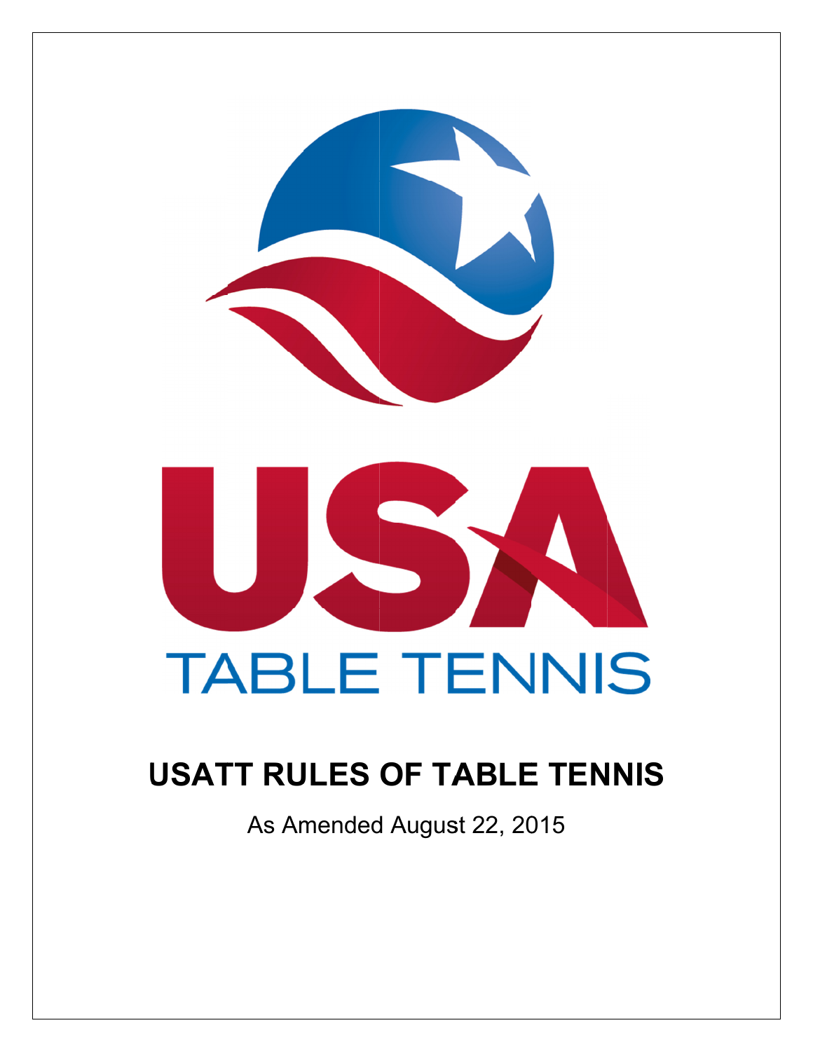USA

TABLE TENNIS

# USATT RULES OF TABLE TENNIS

As Amended August 22, 2015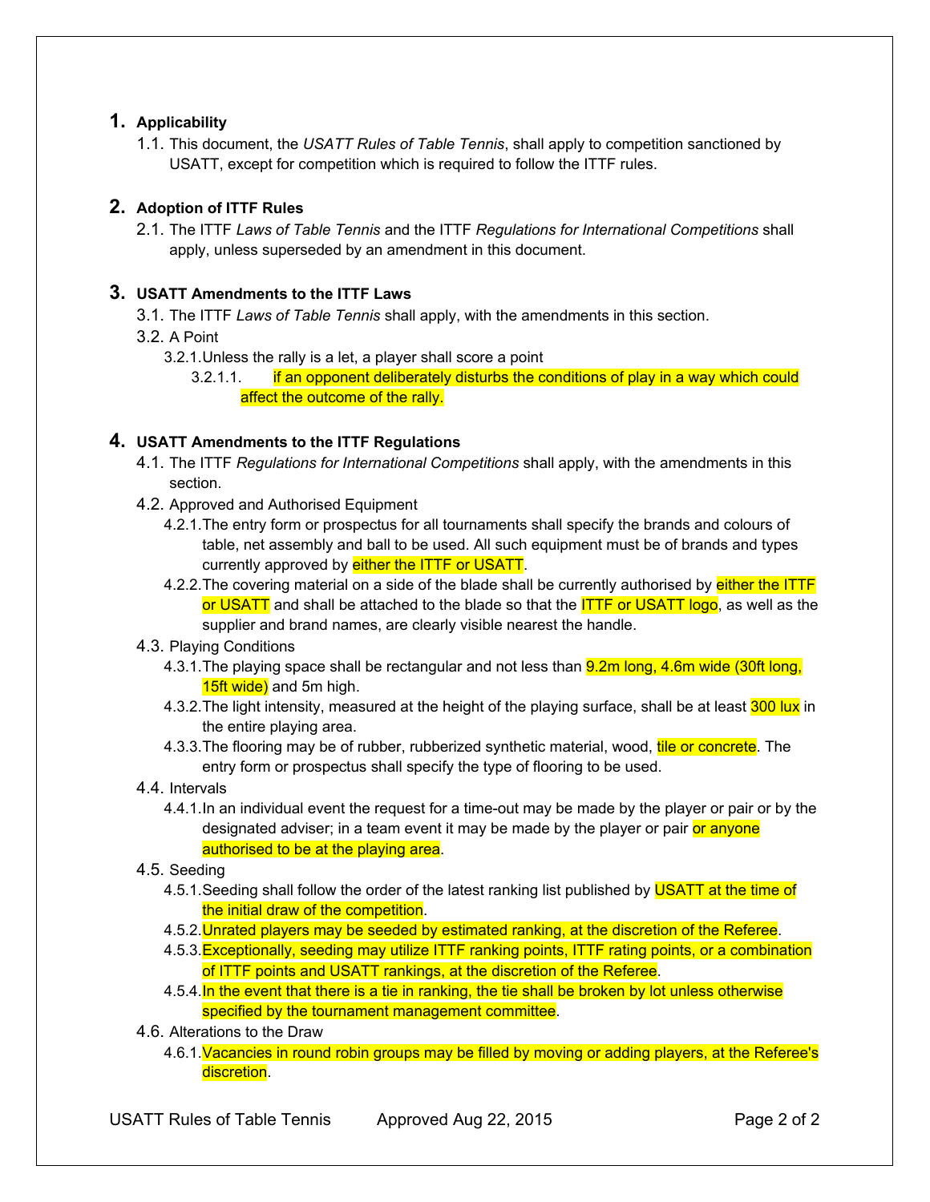## 1. Applicability

1.1. This document, the *USATT Rules of Table Tennis*, shall apply to competition sanctioned by USATT, except for competition which is required to follow the ITTF rules.

## 2. Adoption of ITTF Rules

2.1. The ITTF *Laws of Table Tennis* and the ITTF *Regulations for International Competitions* shall apply, unless superseded by an amendment in this document.

## 3. USATT Amendments to the ITTF Laws

3.1. The ITTF *Laws of Table Tennis* shall apply, with the amendments in this section.

3.2. A Point

3.2.1. Unless the rally is a let, a player shall score a point

3.2.1.1. if an opponent deliberately disturbs the conditions of play in a way which could affect the outcome of the rally.

## 4. USATT Amendments to the ITTF Regulations

4.1. The ITTF *Regulations for International Competitions* shall apply, with the amendments in this section.

4.2. Approved and Authorised Equipment

4.2.1. The entry form or prospectus for all tournaments shall specify the brands and colours of table, net assembly and ball to be used. All such equipment must be of brands and types currently approved by either the ITTF or USATT.

4.2.2. The covering material on a side of the blade shall be currently authorised by either the ITTF or USATT and shall be attached to the blade so that the ITTF or USATT logo, as well as the supplier and brand names, are clearly visible nearest the handle.

4.3. Playing Conditions

4.3.1. The playing space shall be rectangular and not less than 9.2m long, 4.6m wide (30ft long, 15ft wide) and 5m high.

4.3.2. The light intensity, measured at the height of the playing surface, shall be at least 300 lux in the entire playing area.

4.3.3. The flooring may be of rubber, rubberized synthetic material, wood, tile or concrete. The entry form or prospectus shall specify the type of flooring to be used.

4.4. Intervals

4.4.1. In an individual event the request for a time-out may be made by the player or pair or by the designated adviser; in a team event it may be made by the player or pair or anyone authorised to be at the playing area.

4.5. Seeding

4.5.1. Seeding shall follow the order of the latest ranking list published by USATT at the time of the initial draw of the competition.

4.5.2. Unrated players may be seeded by estimated ranking, at the discretion of the Referee.

4.5.3. Exceptionally, seeding may utilize ITTF ranking points, ITTF rating points, or a combination of ITTF points and USATT rankings, at the discretion of the Referee.

4.5.4. In the event that there is a tie in ranking, the tie shall be broken by lot unless otherwise specified by the tournament management committee.

4.6. Alterations to the Draw

4.6.1. Vacancies in round robin groups may be filled by moving or adding players, at the Referee's discretion.

USATT Rules of Table Tennis Approved Aug 22, 2015